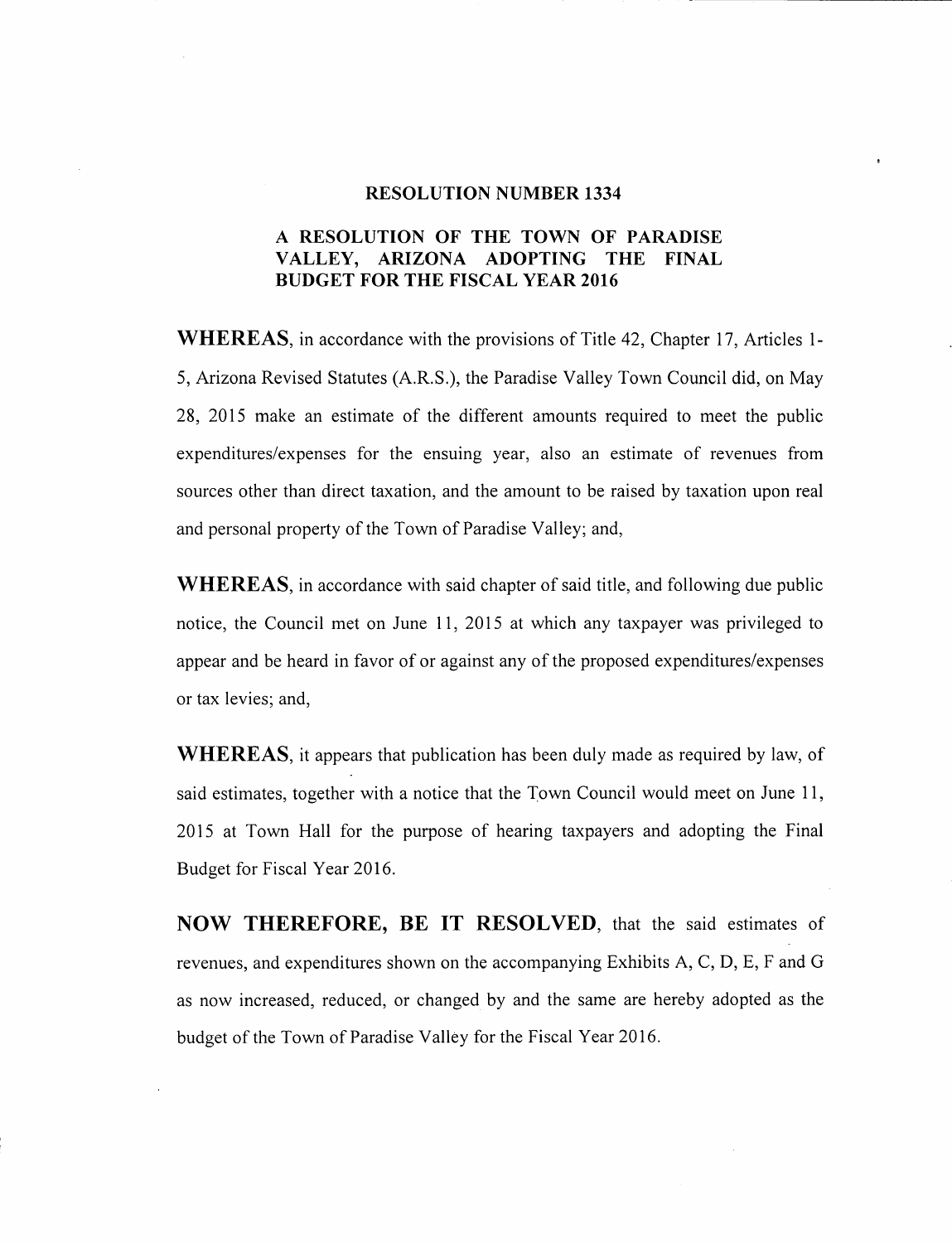# RESOLUTION NUMBER 1334

## A RESOLUTION OF THE TOWN OF PARADISE VALLEY, ARIZONA ADOPTING THE FINAL BUDGET FOR THE FISCAL YEAR 2016

**WHEREAS**, in accordance with the provisions of Title 42, Chapter 17, Articles 1-5, Arizona Revised Statutes (A.R.S.), the Paradise Valley Town Council did, on May 28, 2015 make an estimate of the different amounts required to meet the public expenditures/expenses for the ensuing year, also an estimate of revenues from sources other than direct taxation, and the amount to be raised by taxation upon real and personal property of the Town of Paradise Valley; and,

**WHEREAS**, in accordance with said chapter of said title, and following due public notice, the Council met on June 11, 2015 at which any taxpayer was privileged to appear and be heard in favor of or against any of the proposed expenditures/expenses or tax levies; and,

**WHEREAS**, it appears that publication has been duly made as required by law, of said estimates, together with a notice that the Town Council would meet on June 11, 2015 at Town Hall for the purpose of hearing taxpayers and adopting the Final Budget for Fiscal Year 2016.

**NOW THEREFORE, BE IT RESOLVED**, that the said estimates of revenues, and expenditures shown on the accompanying Exhibits A, C, D, E, F and G as now increased, reduced, or changed by and the same are hereby adopted as the budget of the Town of Paradise Valley for the Fiscal Year 2016.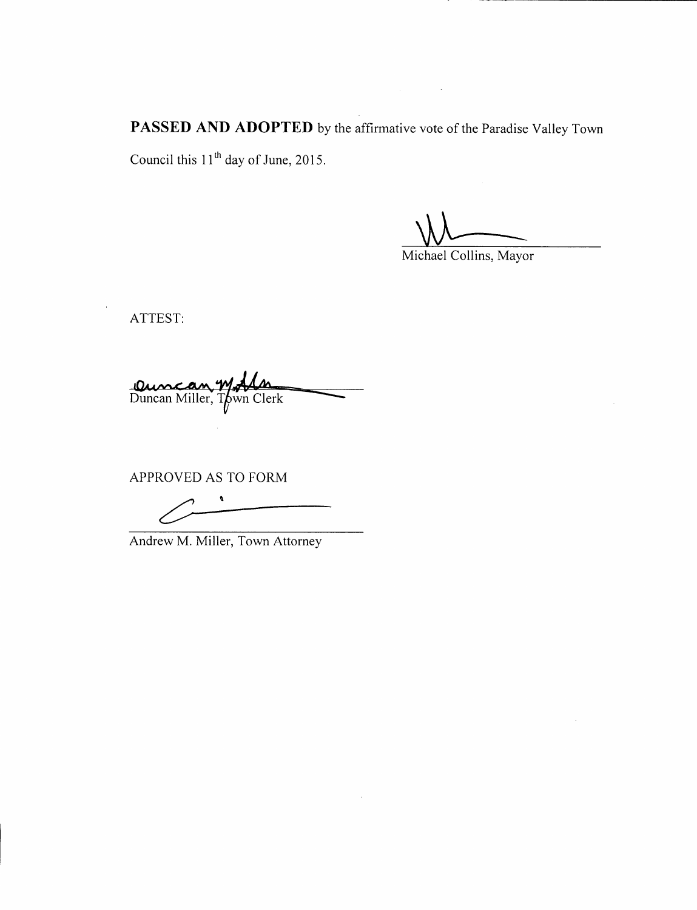**PASSED AND ADOPTED** by the affirmative vote of the Paradise Valley Town Council this 11th day of June, 2015.

Michael Collins, Mayor

ATTEST:

Duncan Miller, Town Clerk

APPROVED AS TO FORM

Andrew M. Miller, Town Attorney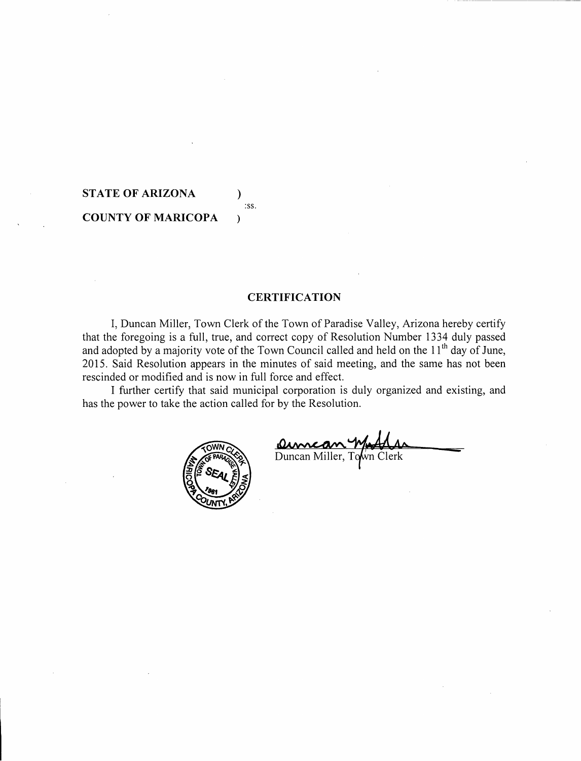**STATE OF ARIZONA** )
:ss.
**COUNTY OF MARICOPA** )

## CERTIFICATION

I, Duncan Miller, Town Clerk of the Town of Paradise Valley, Arizona hereby certify that the foregoing is a full, true, and correct copy of Resolution Number 1334 duly passed and adopted by a majority vote of the Town Council called and held on the 11th day of June, 2015. Said Resolution appears in the minutes of said meeting, and the same has not been rescinded or modified and is now in full force and effect.

I further certify that said municipal corporation is duly organized and existing, and has the power to take the action called for by the Resolution.

TOWN CLERK TOWN OF PARADISE VALLEY SEAL 1961 MARICOPA COUNTY, ARIZONA

Duncan Miller, Town Clerk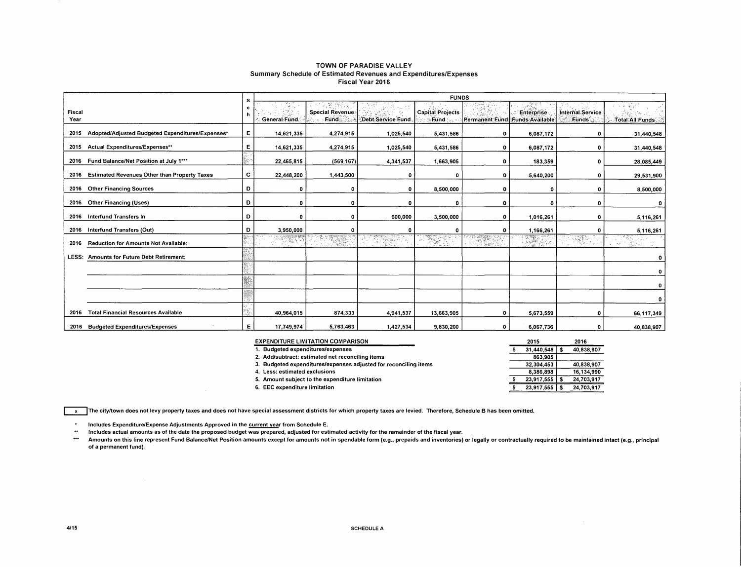# TOWN OF PARADISE VALLEY

## Summary Schedule of Estimated Revenues and Expenditures/Expenses

### Fiscal Year 2016

| Fiscal Year | | Sch | General Fund | Special Revenue Fund | Debt Service Fund | Capital Projects Fund | Permanent Fund | Enterprise Funds Available | Internal Service Funds | Total All Funds |
|---|---|---|---|---|---|---|---|---|---|---|
| | | | FUNDS | | | | | | | |
| 2015 | Adopted/Adjusted Budgeted Expenditures/Expenses* | E | 14,621,335 | 4,274,915 | 1,025,540 | 5,431,586 | 0 | 6,087,172 | 0 | 31,440,548 |
| 2015 | Actual Expenditures/Expenses** | E | 14,621,335 | 4,274,915 | 1,025,540 | 5,431,586 | 0 | 6,087,172 | 0 | 31,440,548 |
| 2016 | Fund Balance/Net Position at July 1*** | | 22,465,815 | (569,167) | 4,341,537 | 1,663,905 | 0 | 183,359 | 0 | 28,085,449 |
| 2016 | Estimated Revenues Other than Property Taxes | C | 22,448,200 | 1,443,500 | 0 | 0 | 0 | 5,640,200 | 0 | 29,531,900 |
| 2016 | Other Financing Sources | D | 0 | 0 | 0 | 8,500,000 | 0 | 0 | 0 | 8,500,000 |
| 2016 | Other Financing (Uses) | D | 0 | 0 | 0 | 0 | 0 | 0 | 0 | 0 |
| 2016 | Interfund Transfers In | D | 0 | 0 | 600,000 | 3,500,000 | 0 | 1,016,261 | 0 | 5,116,261 |
| 2016 | Interfund Transfers (Out) | D | 3,950,000 | 0 | 0 | 0 | 0 | 1,166,261 | 0 | 5,116,261 |
| 2016 | Reduction for Amounts Not Available: | | | | | | | | | |
| LESS: | Amounts for Future Debt Retirement: | | | | | | | | | 0 |
| | | | | | | | | | | 0 |
| | | | | | | | | | | 0 |
| | | | | | | | | | | 0 |
| 2016 | Total Financial Resources Available | | 40,964,015 | 874,333 | 4,941,537 | 13,663,905 | 0 | 5,673,559 | 0 | 66,117,349 |
| 2016 | Budgeted Expenditures/Expenses | E | 17,749,974 | 5,763,463 | 1,427,534 | 9,830,200 | 0 | 6,067,736 | 0 | 40,838,907 |

| EXPENDITURE LIMITATION COMPARISON | 2015 | 2016 |
|---|---|---|
| 1. Budgeted expenditures/expenses | $ 31,440,548 | $ 40,838,907 |
| 2. Add/subtract: estimated net reconciling items | 863,905 | |
| 3. Budgeted expenditures/expenses adjusted for reconciling items | 32,304,453 | 40,838,907 |
| 4. Less: estimated exclusions | 8,386,898 | 16,134,990 |
| 5. Amount subject to the expenditure limitation | $ 23,917,555 | $ 24,703,917 |
| 6. EEC expenditure limitation | $ 23,917,555 | $ 24,703,917 |

[x] The city/town does not levy property taxes and does not have special assessment districts for which property taxes are levied. Therefore, Schedule B has been omitted.

\* Includes Expenditure/Expense Adjustments Approved in the current year from Schedule E.

\*\* Includes actual amounts as of the date the proposed budget was prepared, adjusted for estimated activity for the remainder of the fiscal year.

\*\*\* Amounts on this line represent Fund Balance/Net Position amounts except for amounts not in spendable form (e.g., prepaids and inventories) or legally or contractually required to be maintained intact (e.g., principal of a permanent fund).

4/15 SCHEDULE A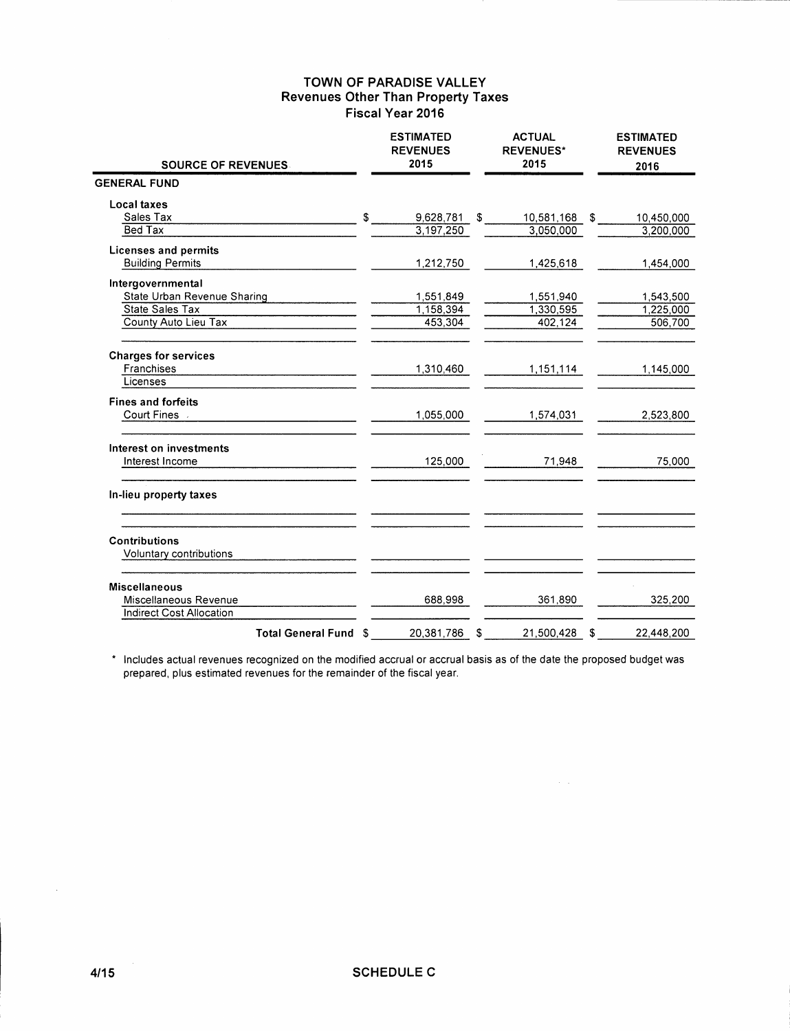# TOWN OF PARADISE VALLEY
## Revenues Other Than Property Taxes
## Fiscal Year 2016

| SOURCE OF REVENUES | ESTIMATED REVENUES 2015 | ACTUAL REVENUES* 2015 | ESTIMATED REVENUES 2016 |
|---|---|---|---|
| **GENERAL FUND** | | | |
| **Local taxes** | | | |
| Sales Tax | $ 9,628,781 | $ 10,581,168 | $ 10,450,000 |
| Bed Tax | 3,197,250 | 3,050,000 | 3,200,000 |
| **Licenses and permits** | | | |
| Building Permits | 1,212,750 | 1,425,618 | 1,454,000 |
| **Intergovernmental** | | | |
| State Urban Revenue Sharing | 1,551,849 | 1,551,940 | 1,543,500 |
| State Sales Tax | 1,158,394 | 1,330,595 | 1,225,000 |
| County Auto Lieu Tax | 453,304 | 402,124 | 506,700 |
| **Charges for services** | | | |
| Franchises | 1,310,460 | 1,151,114 | 1,145,000 |
| Licenses | | | |
| **Fines and forfeits** | | | |
| Court Fines | 1,055,000 | 1,574,031 | 2,523,800 |
| **Interest on investments** | | | |
| Interest Income | 125,000 | 71,948 | 75,000 |
| **In-lieu property taxes** | | | |
| **Contributions** | | | |
| Voluntary contributions | | | |
| **Miscellaneous** | | | |
| Miscellaneous Revenue | 688,998 | 361,890 | 325,200 |
| Indirect Cost Allocation | | | |
| **Total General Fund** | $ 20,381,786 | $ 21,500,428 | $ 22,448,200 |

\* Includes actual revenues recognized on the modified accrual or accrual basis as of the date the proposed budget was prepared, plus estimated revenues for the remainder of the fiscal year.

4/15 **SCHEDULE C**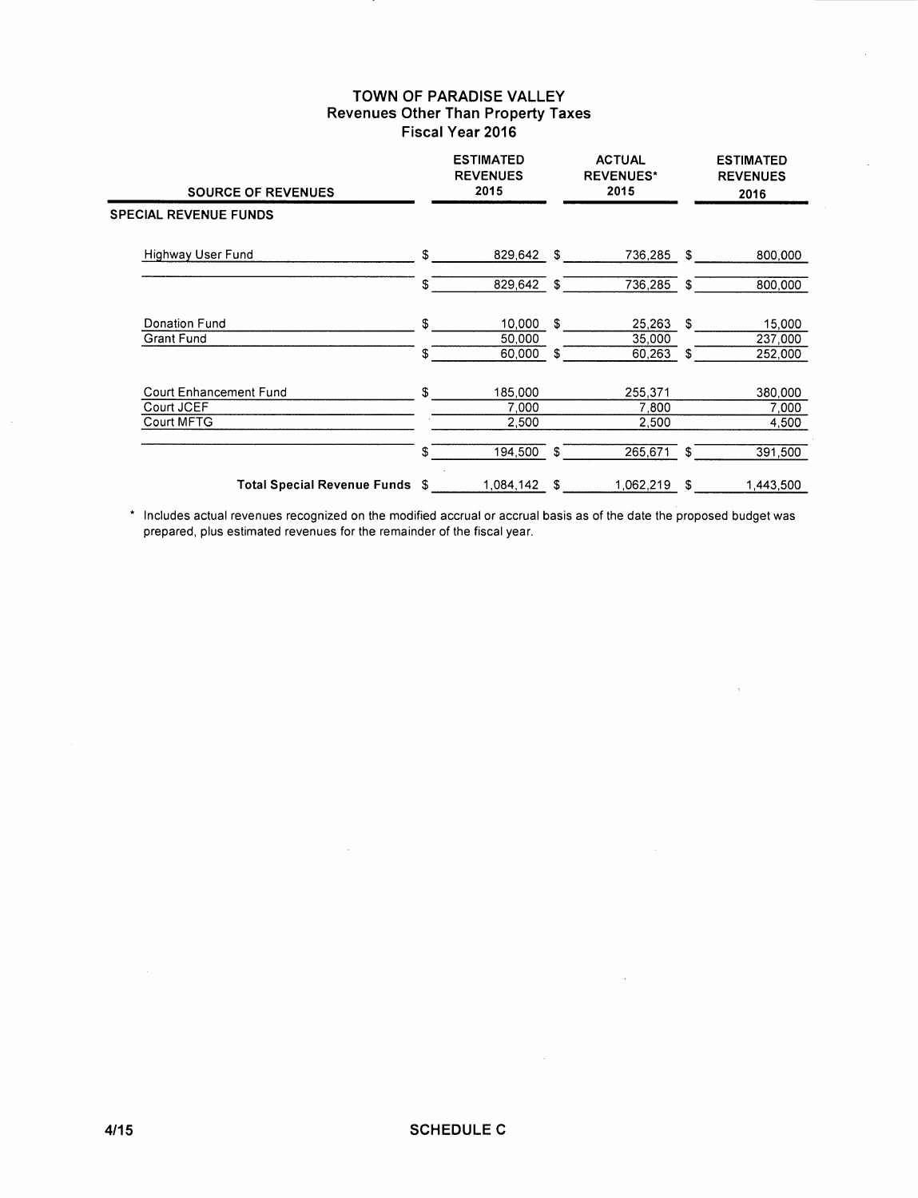# TOWN OF PARADISE VALLEY
## Revenues Other Than Property Taxes
### Fiscal Year 2016

| SOURCE OF REVENUES | ESTIMATED REVENUES 2015 | ACTUAL REVENUES* 2015 | ESTIMATED REVENUES 2016 |
|---|---|---|---|
| **SPECIAL REVENUE FUNDS** | | | |
| Highway User Fund | $ 829,642 | $ 736,285 | $ 800,000 |
| | $ 829,642 | $ 736,285 | $ 800,000 |
| Donation Fund | $ 10,000 | $ 25,263 | $ 15,000 |
| Grant Fund | 50,000 | 35,000 | 237,000 |
| | $ 60,000 | $ 60,263 | $ 252,000 |
| Court Enhancement Fund | $ 185,000 | 255,371 | 380,000 |
| Court JCEF | 7,000 | 7,800 | 7,000 |
| Court MFTG | 2,500 | 2,500 | 4,500 |
| | $ 194,500 | $ 265,671 | $ 391,500 |
| **Total Special Revenue Funds** | $ 1,084,142 | $ 1,062,219 | $ 1,443,500 |

\* Includes actual revenues recognized on the modified accrual or accrual basis as of the date the proposed budget was prepared, plus estimated revenues for the remainder of the fiscal year.

4/15

**SCHEDULE C**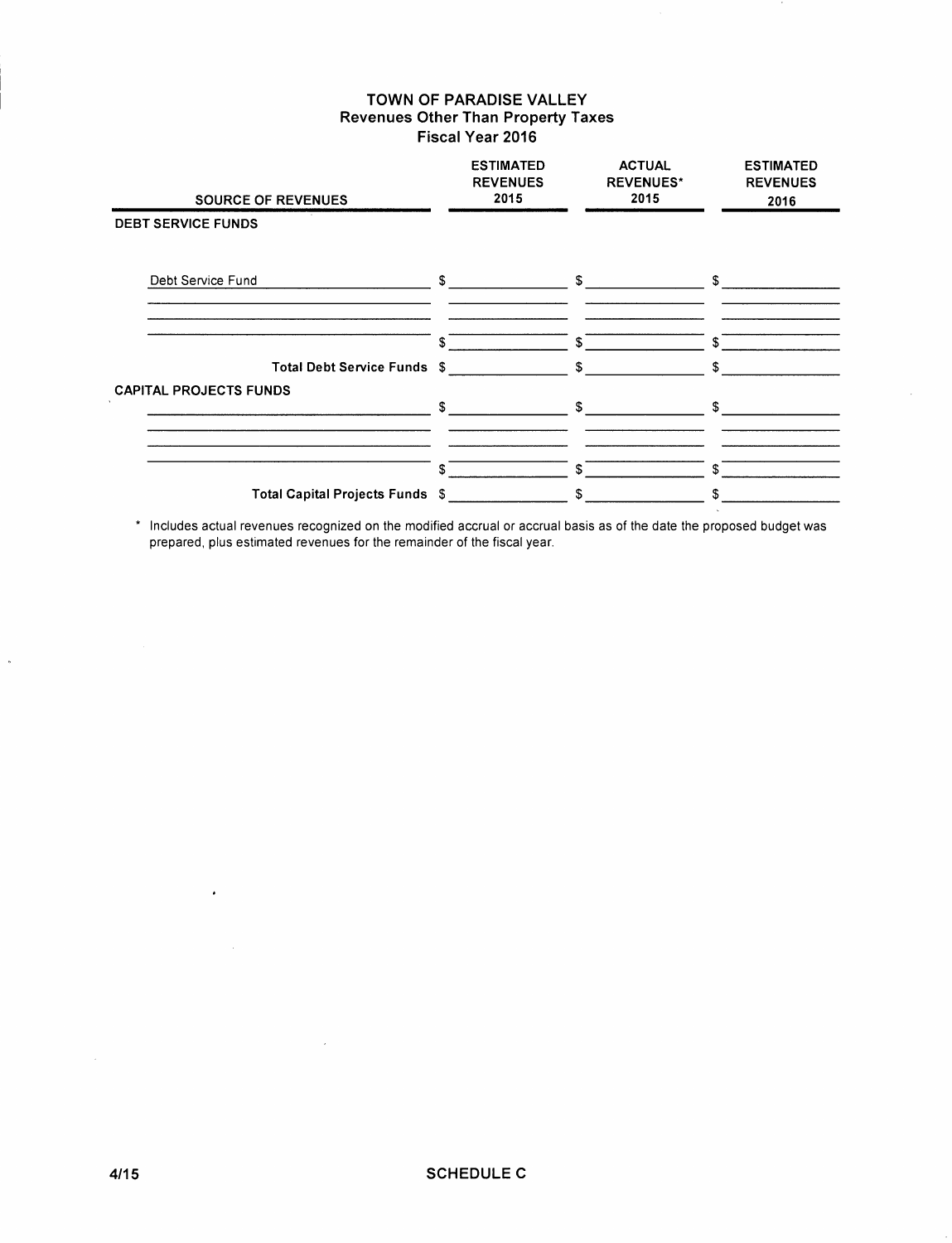# TOWN OF PARADISE VALLEY
## Revenues Other Than Property Taxes
### Fiscal Year 2016

| SOURCE OF REVENUES | ESTIMATED REVENUES 2015 | ACTUAL REVENUES* 2015 | ESTIMATED REVENUES 2016 |
|---|---|---|---|
| **DEBT SERVICE FUNDS** | | | |
| Debt Service Fund | $ | $ | $ |
| | | | |
| | | | |
| | $ | $ | $ |
| **Total Debt Service Funds** | $ | $ | $ |
| **CAPITAL PROJECTS FUNDS** | | | |
| | $ | $ | $ |
| | | | |
| | | | |
| | $ | $ | $ |
| **Total Capital Projects Funds** | $ | $ | $ |

\* Includes actual revenues recognized on the modified accrual or accrual basis as of the date the proposed budget was prepared, plus estimated revenues for the remainder of the fiscal year.

4/15

SCHEDULE C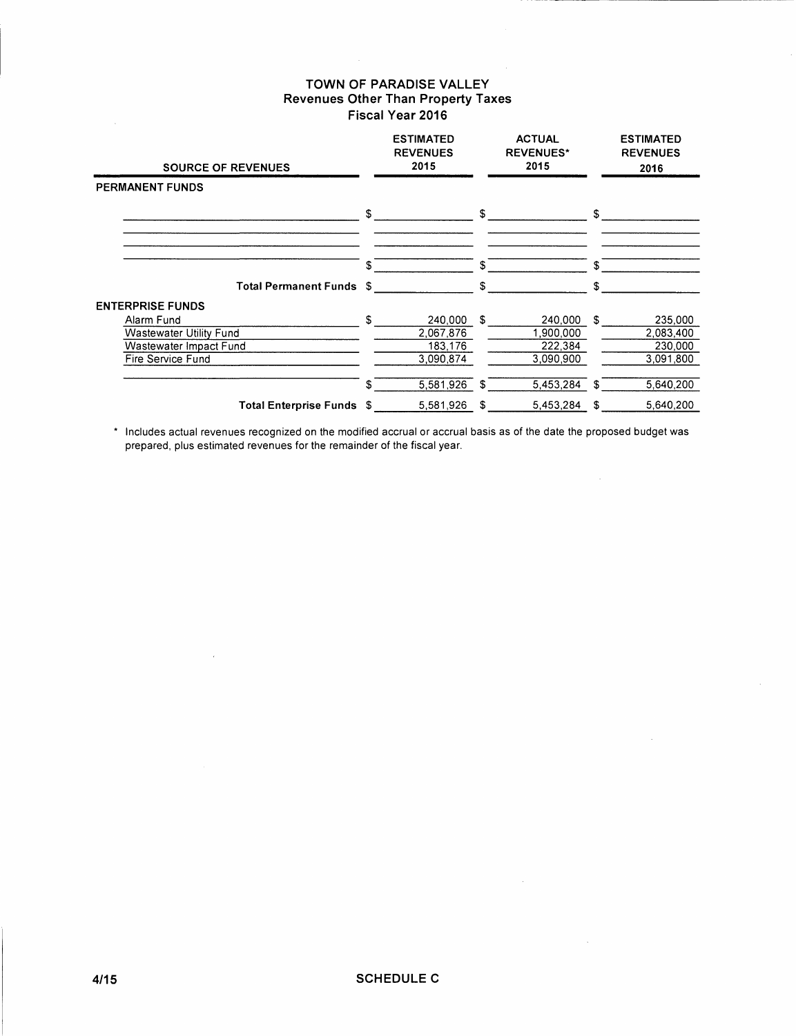# TOWN OF PARADISE VALLEY
## Revenues Other Than Property Taxes
### Fiscal Year 2016

| SOURCE OF REVENUES | ESTIMATED REVENUES 2015 | ACTUAL REVENUES* 2015 | ESTIMATED REVENUES 2016 |
|---|---|---|---|
| **PERMANENT FUNDS** | | | |
| | $ | $ | $ |
| | | | |
| | | | |
| | $ | $ | $ |
| **Total Permanent Funds** | $ | $ | $ |
| **ENTERPRISE FUNDS** | | | |
| Alarm Fund | $ 240,000 | $ 240,000 | $ 235,000 |
| Wastewater Utility Fund | 2,067,876 | 1,900,000 | 2,083,400 |
| Wastewater Impact Fund | 183,176 | 222,384 | 230,000 |
| Fire Service Fund | 3,090,874 | 3,090,900 | 3,091,800 |
| | $ 5,581,926 | $ 5,453,284 | $ 5,640,200 |
| **Total Enterprise Funds** | $ 5,581,926 | $ 5,453,284 | $ 5,640,200 |

\* Includes actual revenues recognized on the modified accrual or accrual basis as of the date the proposed budget was prepared, plus estimated revenues for the remainder of the fiscal year.

4/15 SCHEDULE C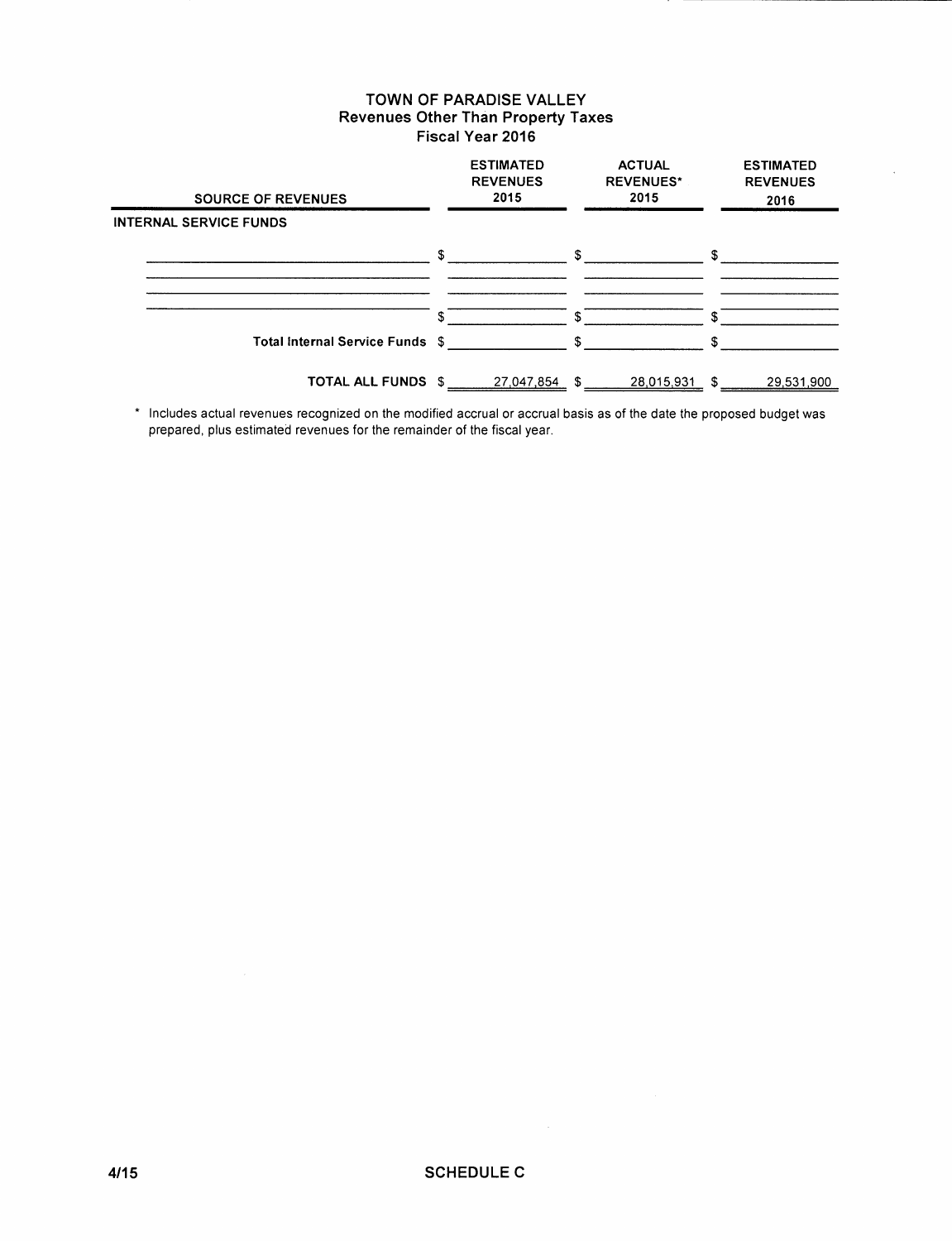# TOWN OF PARADISE VALLEY
## Revenues Other Than Property Taxes
### Fiscal Year 2016

| SOURCE OF REVENUES | ESTIMATED REVENUES 2015 | ACTUAL REVENUES* 2015 | ESTIMATED REVENUES 2016 |
|---|---|---|---|
| **INTERNAL SERVICE FUNDS** | | | |
| | $ | $ | $ |
| | | | |
| | | | |
| | $ | $ | $ |
| **Total Internal Service Funds** | $ | $ | $ |
| **TOTAL ALL FUNDS** | $ 27,047,854 | $ 28,015,931 | $ 29,531,900 |

\* Includes actual revenues recognized on the modified accrual or accrual basis as of the date the proposed budget was prepared, plus estimated revenues for the remainder of the fiscal year.

4/15 SCHEDULE C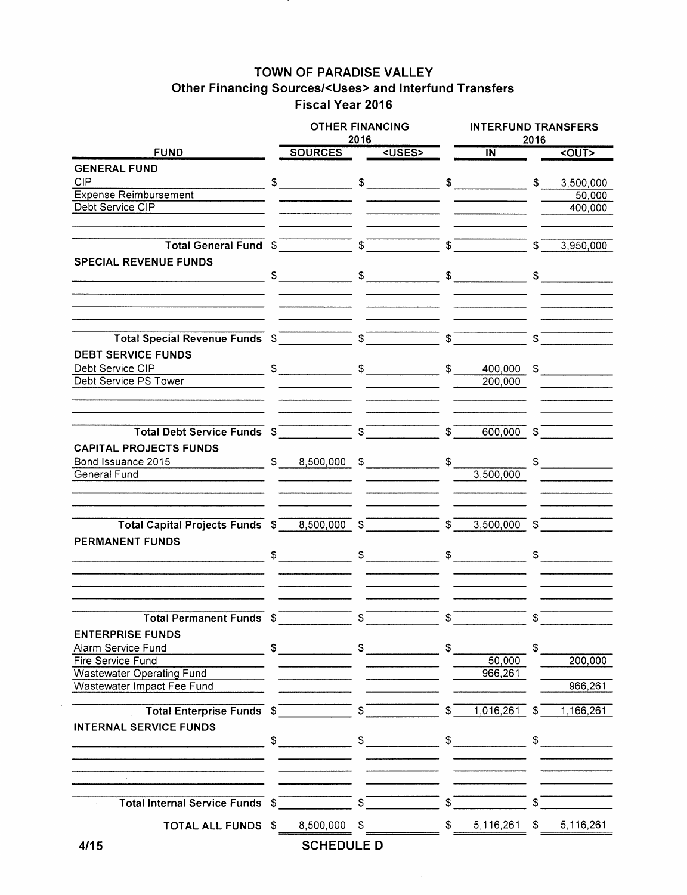# TOWN OF PARADISE VALLEY
## Other Financing Sources/<Uses> and Interfund Transfers
### Fiscal Year 2016

| FUND | OTHER FINANCING 2016 SOURCES | OTHER FINANCING 2016 <USES> | INTERFUND TRANSFERS 2016 IN | INTERFUND TRANSFERS 2016 <OUT> |
|---|---|---|---|---|
| **GENERAL FUND** | | | | |
| CIP | $ | $ | $ | $ 3,500,000 |
| Expense Reimbursement | | | | 50,000 |
| Debt Service CIP | | | | 400,000 |
| **Total General Fund** | $ | $ | $ | $ 3,950,000 |
| **SPECIAL REVENUE FUNDS** | | | | |
| | $ | $ | $ | $ |
| **Total Special Revenue Funds** | $ | $ | $ | $ |
| **DEBT SERVICE FUNDS** | | | | |
| Debt Service CIP | $ | $ | $ 400,000 | $ |
| Debt Service PS Tower | | | 200,000 | |
| **Total Debt Service Funds** | $ | $ | $ 600,000 | $ |
| **CAPITAL PROJECTS FUNDS** | | | | |
| Bond Issuance 2015 | $ 8,500,000 | $ | $ | $ |
| General Fund | | | 3,500,000 | |
| **Total Capital Projects Funds** | $ 8,500,000 | $ | $ 3,500,000 | $ |
| **PERMANENT FUNDS** | | | | |
| | $ | $ | $ | $ |
| **Total Permanent Funds** | $ | $ | $ | $ |
| **ENTERPRISE FUNDS** | | | | |
| Alarm Service Fund | $ | $ | $ | $ |
| Fire Service Fund | | | 50,000 | 200,000 |
| Wastewater Operating Fund | | | 966,261 | |
| Wastewater Impact Fee Fund | | | | 966,261 |
| **Total Enterprise Funds** | $ | $ | $ 1,016,261 | $ 1,166,261 |
| **INTERNAL SERVICE FUNDS** | | | | |
| | $ | $ | $ | $ |
| **Total Internal Service Funds** | $ | $ | $ | $ |
| **TOTAL ALL FUNDS** | $ 8,500,000 | $ | $ 5,116,261 | $ 5,116,261 |

4/15

**SCHEDULE D**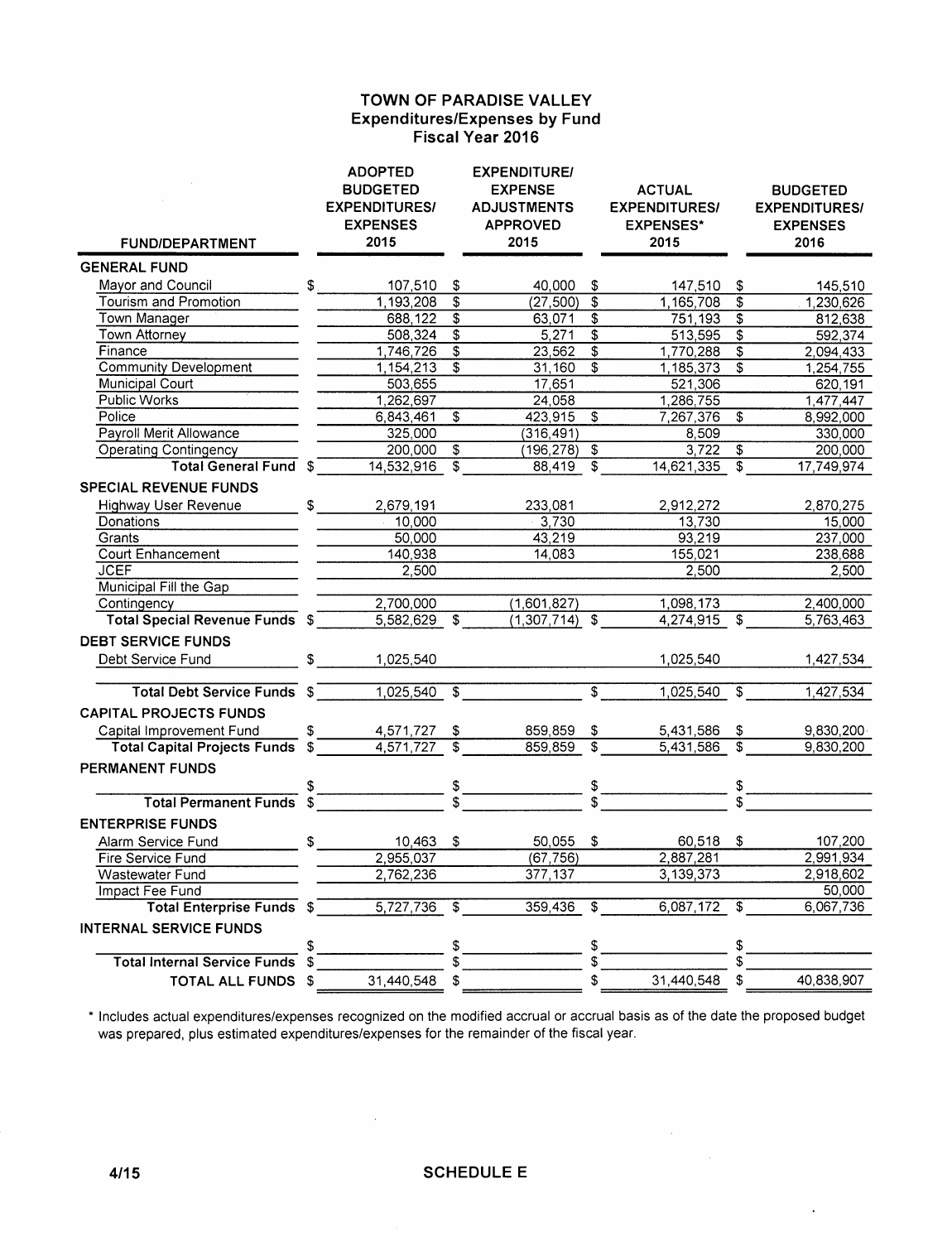# TOWN OF PARADISE VALLEY

## Expenditures/Expenses by Fund

### Fiscal Year 2016

| FUND/DEPARTMENT | ADOPTED BUDGETED EXPENDITURES/ EXPENSES 2015 | EXPENDITURE/ EXPENSE ADJUSTMENTS APPROVED 2015 | ACTUAL EXPENDITURES/ EXPENSES* 2015 | BUDGETED EXPENDITURES/ EXPENSES 2016 |
|---|---|---|---|---|
| **GENERAL FUND** | | | | |
| Mayor and Council | $ 107,510 | $ 40,000 | $ 147,510 | $ 145,510 |
| Tourism and Promotion | 1,193,208 | $ (27,500) | $ 1,165,708 | $ 1,230,626 |
| Town Manager | 688,122 | $ 63,071 | $ 751,193 | $ 812,638 |
| Town Attorney | 508,324 | $ 5,271 | $ 513,595 | $ 592,374 |
| Finance | 1,746,726 | $ 23,562 | $ 1,770,288 | $ 2,094,433 |
| Community Development | 1,154,213 | $ 31,160 | $ 1,185,373 | $ 1,254,755 |
| Municipal Court | 503,655 | 17,651 | 521,306 | 620,191 |
| Public Works | 1,262,697 | 24,058 | 1,286,755 | 1,477,447 |
| Police | 6,843,461 | $ 423,915 | $ 7,267,376 | $ 8,992,000 |
| Payroll Merit Allowance | 325,000 | (316,491) | 8,509 | 330,000 |
| Operating Contingency | 200,000 | $ (196,278) | $ 3,722 | $ 200,000 |
| **Total General Fund** | $ 14,532,916 | $ 88,419 | $ 14,621,335 | $ 17,749,974 |
| **SPECIAL REVENUE FUNDS** | | | | |
| Highway User Revenue | $ 2,679,191 | 233,081 | 2,912,272 | 2,870,275 |
| Donations | 10,000 | 3,730 | 13,730 | 15,000 |
| Grants | 50,000 | 43,219 | 93,219 | 237,000 |
| Court Enhancement | 140,938 | 14,083 | 155,021 | 238,688 |
| JCEF | 2,500 | | 2,500 | 2,500 |
| Municipal Fill the Gap | | | | |
| Contingency | 2,700,000 | (1,601,827) | 1,098,173 | 2,400,000 |
| **Total Special Revenue Funds** | $ 5,582,629 | $ (1,307,714) | $ 4,274,915 | $ 5,763,463 |
| **DEBT SERVICE FUNDS** | | | | |
| Debt Service Fund | $ 1,025,540 | | 1,025,540 | 1,427,534 |
| **Total Debt Service Funds** | $ 1,025,540 | $ | $ 1,025,540 | $ 1,427,534 |
| **CAPITAL PROJECTS FUNDS** | | | | |
| Capital Improvement Fund | $ 4,571,727 | $ 859,859 | $ 5,431,586 | $ 9,830,200 |
| **Total Capital Projects Funds** | $ 4,571,727 | $ 859,859 | $ 5,431,586 | $ 9,830,200 |
| **PERMANENT FUNDS** | | | | |
| | $ | $ | $ | $ |
| **Total Permanent Funds** | $ | $ | $ | $ |
| **ENTERPRISE FUNDS** | | | | |
| Alarm Service Fund | $ 10,463 | $ 50,055 | $ 60,518 | $ 107,200 |
| Fire Service Fund | 2,955,037 | (67,756) | 2,887,281 | 2,991,934 |
| Wastewater Fund | 2,762,236 | 377,137 | 3,139,373 | 2,918,602 |
| Impact Fee Fund | | | | 50,000 |
| **Total Enterprise Funds** | $ 5,727,736 | $ 359,436 | $ 6,087,172 | $ 6,067,736 |
| **INTERNAL SERVICE FUNDS** | | | | |
| | $ | $ | $ | $ |
| **Total Internal Service Funds** | $ | $ | $ | $ |
| **TOTAL ALL FUNDS** | $ 31,440,548 | $ | $ 31,440,548 | $ 40,838,907 |

\* Includes actual expenditures/expenses recognized on the modified accrual or accrual basis as of the date the proposed budget was prepared, plus estimated expenditures/expenses for the remainder of the fiscal year.

4/15 SCHEDULE E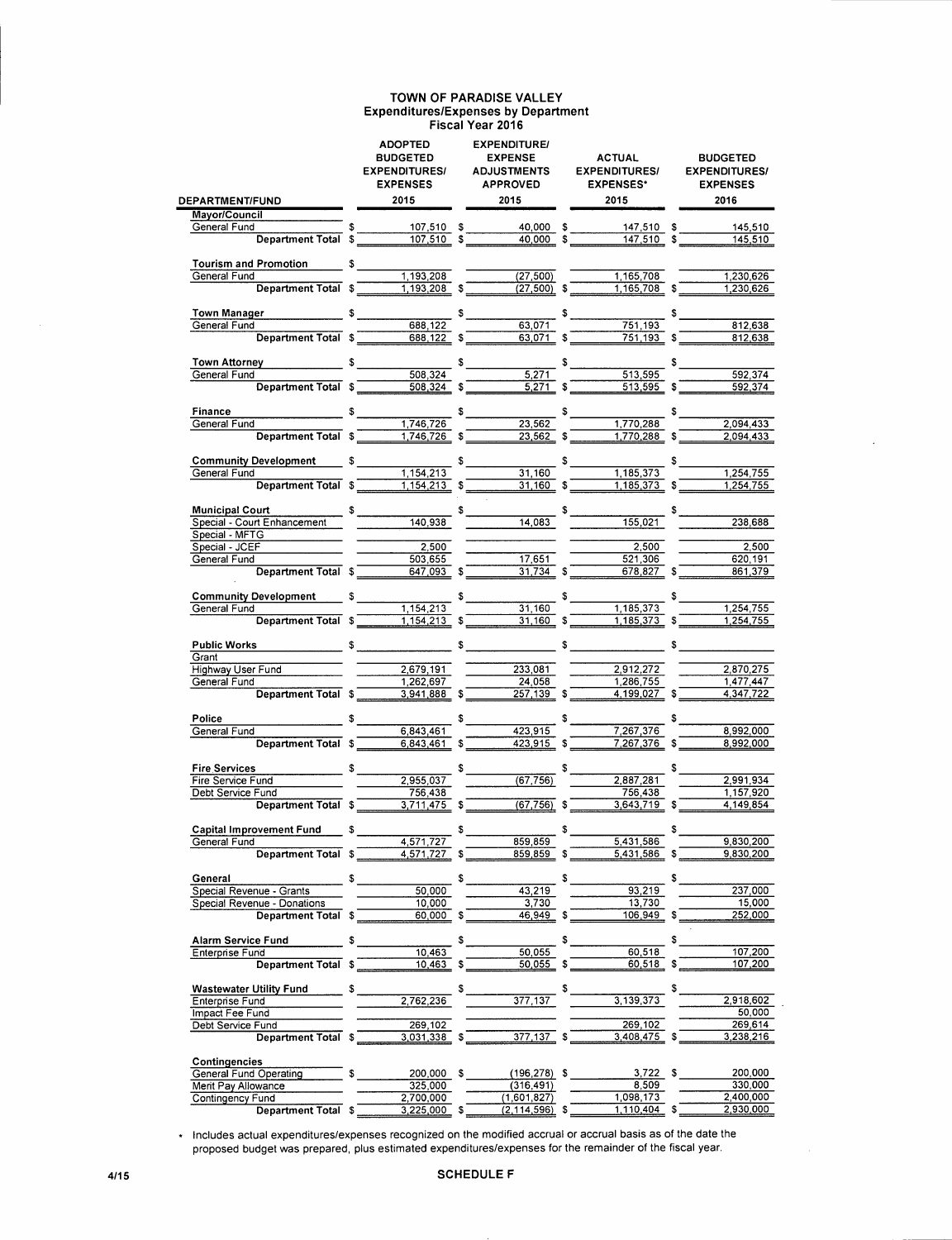# TOWN OF PARADISE VALLEY
## Expenditures/Expenses by Department
### Fiscal Year 2016

| DEPARTMENT/FUND | ADOPTED BUDGETED EXPENDITURES/ EXPENSES 2015 | EXPENDITURE/ EXPENSE ADJUSTMENTS APPROVED 2015 | ACTUAL EXPENDITURES/ EXPENSES* 2015 | BUDGETED EXPENDITURES/ EXPENSES 2016 |
|---|---|---|---|---|
| **Mayor/Council** | | | | |
| General Fund | $ 107,510 | $ 40,000 | $ 147,510 | $ 145,510 |
| **Department Total** | $ 107,510 | $ 40,000 | $ 147,510 | $ 145,510 |
| **Tourism and Promotion** | $ | | | |
| General Fund | 1,193,208 | (27,500) | 1,165,708 | 1,230,626 |
| **Department Total** | $ 1,193,208 | $ (27,500) | $ 1,165,708 | $ 1,230,626 |
| **Town Manager** | $ | $ | $ | $ |
| General Fund | 688,122 | 63,071 | 751,193 | 812,638 |
| **Department Total** | $ 688,122 | $ 63,071 | $ 751,193 | $ 812,638 |
| **Town Attorney** | $ | $ | $ | $ |
| General Fund | 508,324 | 5,271 | 513,595 | 592,374 |
| **Department Total** | $ 508,324 | $ 5,271 | $ 513,595 | $ 592,374 |
| **Finance** | $ | $ | $ | $ |
| General Fund | 1,746,726 | 23,562 | 1,770,288 | 2,094,433 |
| **Department Total** | $ 1,746,726 | $ 23,562 | $ 1,770,288 | $ 2,094,433 |
| **Community Development** | $ | $ | $ | $ |
| General Fund | 1,154,213 | 31,160 | 1,185,373 | 1,254,755 |
| **Department Total** | $ 1,154,213 | $ 31,160 | $ 1,185,373 | $ 1,254,755 |
| **Municipal Court** | $ | $ | $ | $ |
| Special - Court Enhancement | 140,938 | 14,083 | 155,021 | 238,688 |
| Special - MFTG | | | | |
| Special - JCEF | 2,500 | | 2,500 | 2,500 |
| General Fund | 503,655 | 17,651 | 521,306 | 620,191 |
| **Department Total** | $ 647,093 | $ 31,734 | $ 678,827 | $ 861,379 |
| **Community Development** | $ | $ | $ | $ |
| General Fund | 1,154,213 | 31,160 | 1,185,373 | 1,254,755 |
| **Department Total** | $ 1,154,213 | $ 31,160 | $ 1,185,373 | $ 1,254,755 |
| **Public Works** | $ | $ | $ | $ |
| Grant | | | | |
| Highway User Fund | 2,679,191 | 233,081 | 2,912,272 | 2,870,275 |
| General Fund | 1,262,697 | 24,058 | 1,286,755 | 1,477,447 |
| **Department Total** | $ 3,941,888 | $ 257,139 | $ 4,199,027 | $ 4,347,722 |
| **Police** | $ | $ | $ | $ |
| General Fund | 6,843,461 | 423,915 | 7,267,376 | 8,992,000 |
| **Department Total** | $ 6,843,461 | $ 423,915 | $ 7,267,376 | $ 8,992,000 |
| **Fire Services** | $ | $ | $ | $ |
| Fire Service Fund | 2,955,037 | (67,756) | 2,887,281 | 2,991,934 |
| Debt Service Fund | 756,438 | | 756,438 | 1,157,920 |
| **Department Total** | $ 3,711,475 | $ (67,756) | $ 3,643,719 | $ 4,149,854 |
| **Capital Improvement Fund** | $ | $ | $ | $ |
| General Fund | 4,571,727 | 859,859 | 5,431,586 | 9,830,200 |
| **Department Total** | $ 4,571,727 | $ 859,859 | $ 5,431,586 | $ 9,830,200 |
| **General** | $ | $ | $ | $ |
| Special Revenue - Grants | 50,000 | 43,219 | 93,219 | 237,000 |
| Special Revenue - Donations | 10,000 | 3,730 | 13,730 | 15,000 |
| **Department Total** | $ 60,000 | $ 46,949 | $ 106,949 | $ 252,000 |
| **Alarm Service Fund** | $ | $ | $ | $ |
| Enterprise Fund | 10,463 | 50,055 | 60,518 | 107,200 |
| **Department Total** | $ 10,463 | $ 50,055 | $ 60,518 | $ 107,200 |
| **Wastewater Utility Fund** | $ | $ | $ | $ |
| Enterprise Fund | 2,762,236 | 377,137 | 3,139,373 | 2,918,602 |
| Impact Fee Fund | | | | 50,000 |
| Debt Service Fund | 269,102 | | 269,102 | 269,614 |
| **Department Total** | $ 3,031,338 | $ 377,137 | $ 3,408,475 | $ 3,238,216 |
| **Contingencies** | | | | |
| General Fund Operating | $ 200,000 | $ (196,278) | $ 3,722 | $ 200,000 |
| Merit Pay Allowance | 325,000 | (316,491) | 8,509 | 330,000 |
| Contingency Fund | 2,700,000 | (1,601,827) | 1,098,173 | 2,400,000 |
| **Department Total** | $ 3,225,000 | $ (2,114,596) | $ 1,110,404 | $ 2,930,000 |

* Includes actual expenditures/expenses recognized on the modified accrual or accrual basis as of the date the proposed budget was prepared, plus estimated expenditures/expenses for the remainder of the fiscal year.

4/15

**SCHEDULE F**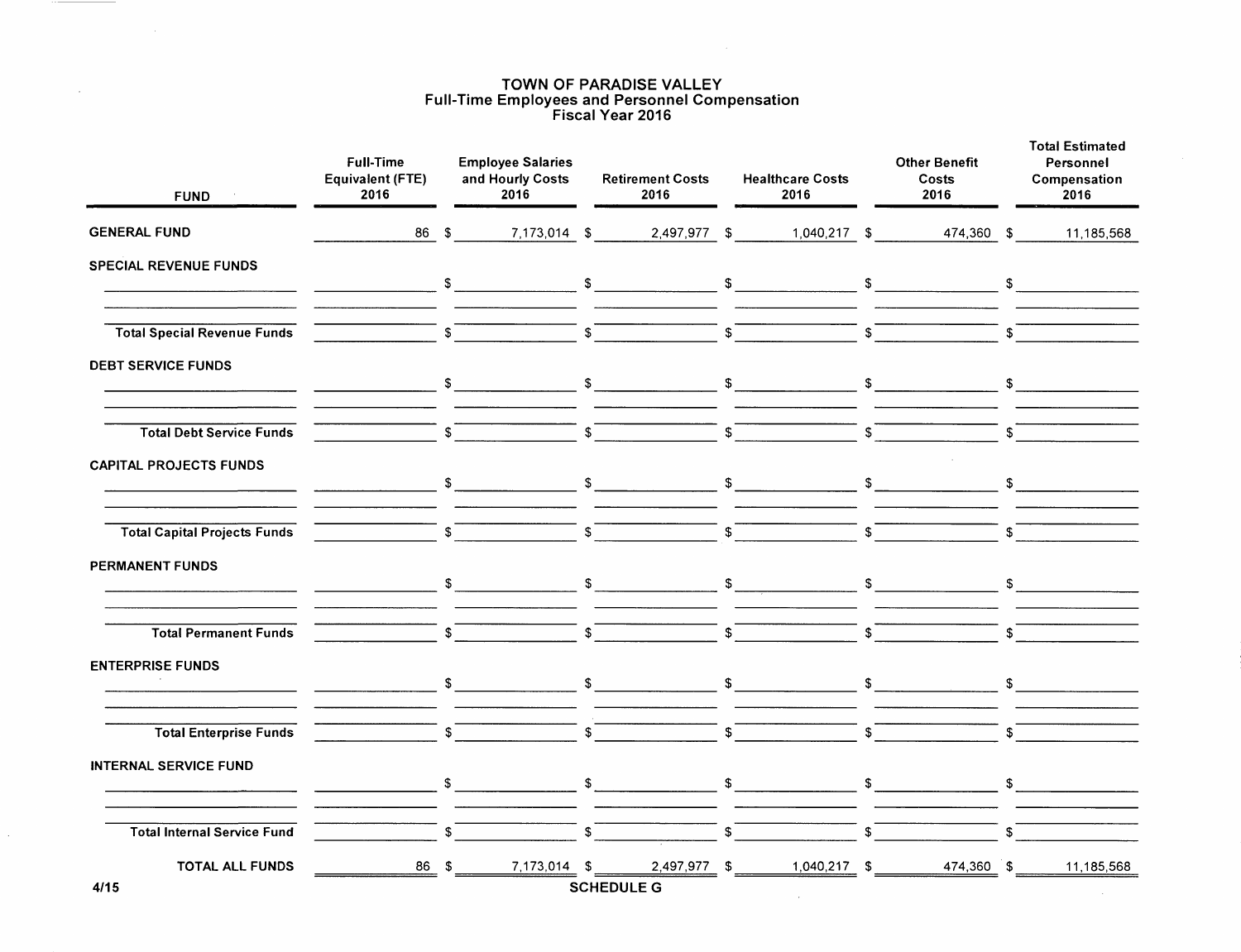# TOWN OF PARADISE VALLEY
## Full-Time Employees and Personnel Compensation
## Fiscal Year 2016

| FUND | Full-Time Equivalent (FTE) 2016 | Employee Salaries and Hourly Costs 2016 | Retirement Costs 2016 | Healthcare Costs 2016 | Other Benefit Costs 2016 | Total Estimated Personnel Compensation 2016 |
|---|---|---|---|---|---|---|
| **GENERAL FUND** | 86 | $ 7,173,014 | $ 2,497,977 | $ 1,040,217 | $ 474,360 | $ 11,185,568 |
| **SPECIAL REVENUE FUNDS** | | | | | | |
| | | $ | $ | $ | $ | $ |
| **Total Special Revenue Funds** | | $ | $ | $ | $ | $ |
| **DEBT SERVICE FUNDS** | | | | | | |
| | | $ | $ | $ | $ | $ |
| **Total Debt Service Funds** | | $ | $ | $ | $ | $ |
| **CAPITAL PROJECTS FUNDS** | | | | | | |
| | | $ | $ | $ | $ | $ |
| **Total Capital Projects Funds** | | $ | $ | $ | $ | $ |
| **PERMANENT FUNDS** | | | | | | |
| | | $ | $ | $ | $ | $ |
| **Total Permanent Funds** | | $ | $ | $ | $ | $ |
| **ENTERPRISE FUNDS** | | | | | | |
| | | $ | $ | $ | $ | $ |
| **Total Enterprise Funds** | | $ | $ | $ | $ | $ |
| **INTERNAL SERVICE FUND** | | | | | | |
| | | $ | $ | $ | $ | $ |
| **Total Internal Service Fund** | | $ | $ | $ | $ | $ |
| **TOTAL ALL FUNDS** | 86 | $ 7,173,014 | $ 2,497,977 | $ 1,040,217 | $ 474,360 | $ 11,185,568 |

4/15

**SCHEDULE G**